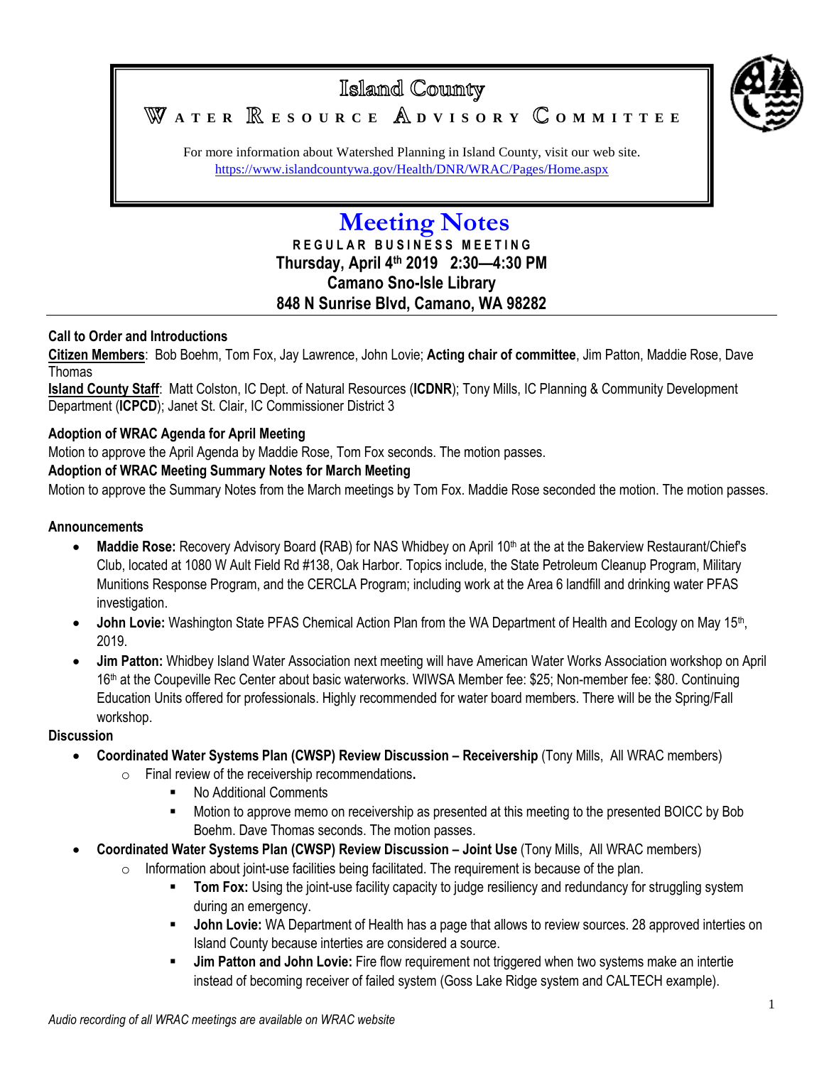# Island County

## WATER RESOURCE ADVISORY COMMITTEE

For more information about Watershed Planning in Island County, visit our web site.
https://www.islandcountywa.gov/Health/DNR/WRAC/Pages/Home.aspx

# Meeting Notes

**REGULAR BUSINESS MEETING**
**Thursday, April 4th 2019 2:30—4:30 PM**
**Camano Sno-Isle Library**
**848 N Sunrise Blvd, Camano, WA 98282**

---

### Call to Order and Introductions

**Citizen Members**: Bob Boehm, Tom Fox, Jay Lawrence, John Lovie; **Acting chair of committee**, Jim Patton, Maddie Rose, Dave Thomas

**Island County Staff**: Matt Colston, IC Dept. of Natural Resources (**ICDNR**); Tony Mills, IC Planning & Community Development Department (**ICPCD**); Janet St. Clair, IC Commissioner District 3

### Adoption of WRAC Agenda for April Meeting

Motion to approve the April Agenda by Maddie Rose, Tom Fox seconds. The motion passes.

### Adoption of WRAC Meeting Summary Notes for March Meeting

Motion to approve the Summary Notes from the March meetings by Tom Fox. Maddie Rose seconded the motion. The motion passes.

### Announcements

- **Maddie Rose:** Recovery Advisory Board **(**RAB) for NAS Whidbey on April 10th at the at the Bakerview Restaurant/Chief's Club, located at 1080 W Ault Field Rd #138, Oak Harbor. Topics include, the State Petroleum Cleanup Program, Military Munitions Response Program, and the CERCLA Program; including work at the Area 6 landfill and drinking water PFAS investigation.
- **John Lovie:** Washington State PFAS Chemical Action Plan from the WA Department of Health and Ecology on May 15th, 2019.
- **Jim Patton:** Whidbey Island Water Association next meeting will have American Water Works Association workshop on April 16th at the Coupeville Rec Center about basic waterworks. WIWSA Member fee: $25; Non-member fee: $80. Continuing Education Units offered for professionals. Highly recommended for water board members. There will be the Spring/Fall workshop.

### Discussion

- **Coordinated Water Systems Plan (CWSP) Review Discussion – Receivership** (Tony Mills, All WRAC members)
  - Final review of the receivership recommendations**.**
    - No Additional Comments
    - Motion to approve memo on receivership as presented at this meeting to the presented BOICC by Bob Boehm. Dave Thomas seconds. The motion passes.
- **Coordinated Water Systems Plan (CWSP) Review Discussion – Joint Use** (Tony Mills, All WRAC members)
  - Information about joint-use facilities being facilitated. The requirement is because of the plan.
    - **Tom Fox:** Using the joint-use facility capacity to judge resiliency and redundancy for struggling system during an emergency.
    - **John Lovie:** WA Department of Health has a page that allows to review sources. 28 approved interties on Island County because interties are considered a source.
    - **Jim Patton and John Lovie:** Fire flow requirement not triggered when two systems make an intertie instead of becoming receiver of failed system (Goss Lake Ridge system and CALTECH example).

*Audio recording of all WRAC meetings are available on WRAC website*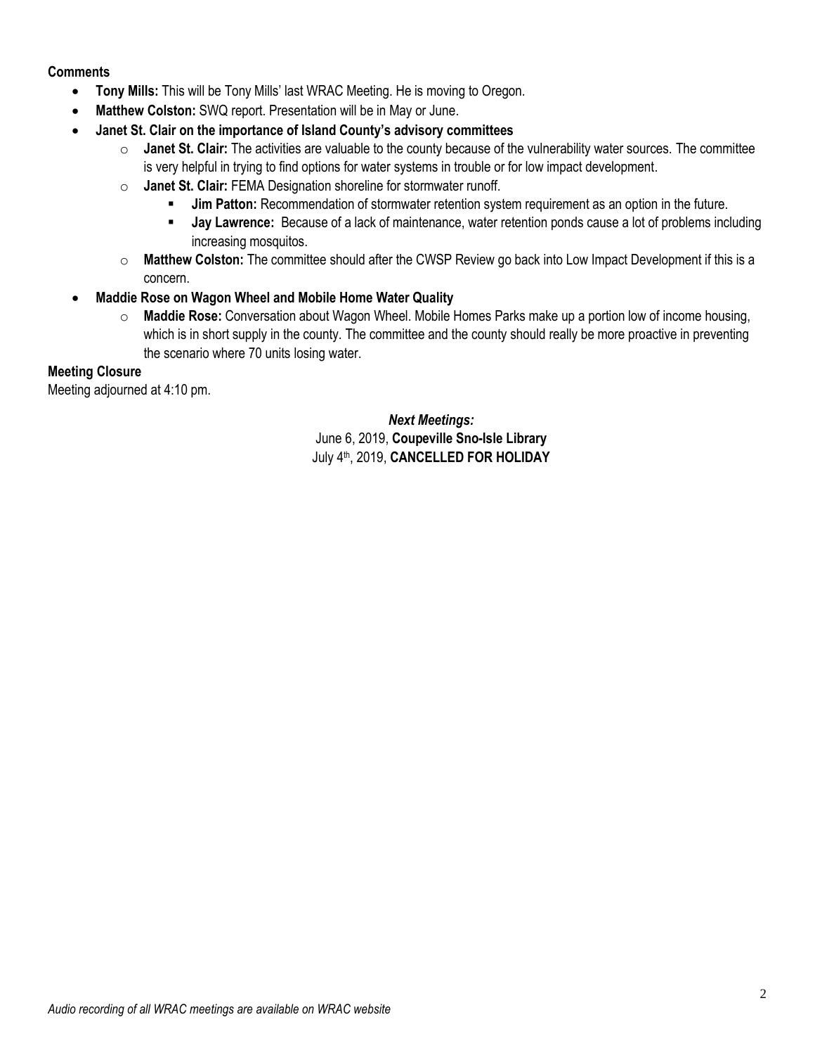**Comments**

- **Tony Mills:** This will be Tony Mills' last WRAC Meeting. He is moving to Oregon.
- **Matthew Colston:** SWQ report. Presentation will be in May or June.
- **Janet St. Clair on the importance of Island County's advisory committees**
  - **Janet St. Clair:** The activities are valuable to the county because of the vulnerability water sources. The committee is very helpful in trying to find options for water systems in trouble or for low impact development.
  - **Janet St. Clair:** FEMA Designation shoreline for stormwater runoff.
    - **Jim Patton:** Recommendation of stormwater retention system requirement as an option in the future.
    - **Jay Lawrence:** Because of a lack of maintenance, water retention ponds cause a lot of problems including increasing mosquitos.
  - **Matthew Colston:** The committee should after the CWSP Review go back into Low Impact Development if this is a concern.
- **Maddie Rose on Wagon Wheel and Mobile Home Water Quality**
  - **Maddie Rose:** Conversation about Wagon Wheel. Mobile Homes Parks make up a portion low of income housing, which is in short supply in the county. The committee and the county should really be more proactive in preventing the scenario where 70 units losing water.

**Meeting Closure**

Meeting adjourned at 4:10 pm.

***Next Meetings:***

June 6, 2019, **Coupeville Sno-Isle Library**

July 4th, 2019, **CANCELLED FOR HOLIDAY**

*Audio recording of all WRAC meetings are available on WRAC website*